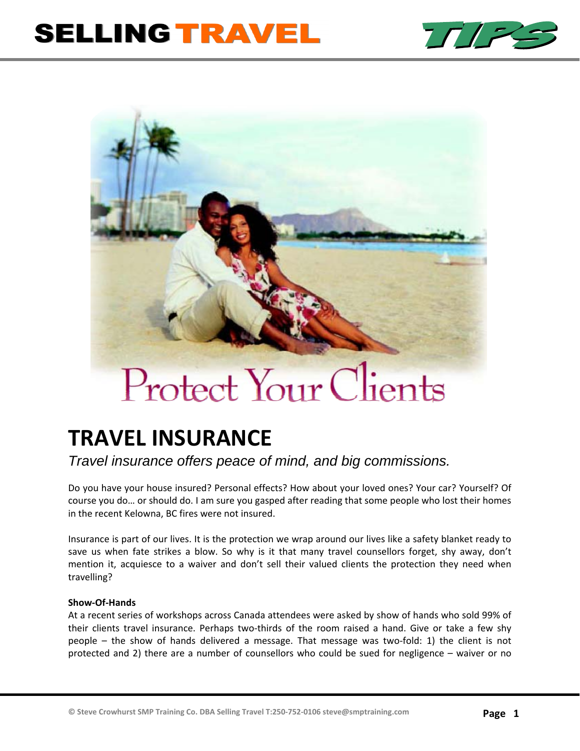# SELLING TRAVEL TIPS

Protect Your Clients

## TRAVEL INSURANCE

*Travel insurance offers peace of mind, and big commissions.*

Do you have your house insured? Personal effects? How about your loved ones? Your car? Yourself? Of course you do… or should do. I am sure you gasped after reading that some people who lost their homes in the recent Kelowna, BC fires were not insured.

Insurance is part of our lives. It is the protection we wrap around our lives like a safety blanket ready to save us when fate strikes a blow. So why is it that many travel counsellors forget, shy away, don't mention it, acquiesce to a waiver and don't sell their valued clients the protection they need when travelling?

**Show-Of-Hands**

At a recent series of workshops across Canada attendees were asked by show of hands who sold 99% of their clients travel insurance. Perhaps two-thirds of the room raised a hand. Give or take a few shy people – the show of hands delivered a message. That message was two-fold: 1) the client is not protected and 2) there are a number of counsellors who could be sued for negligence – waiver or no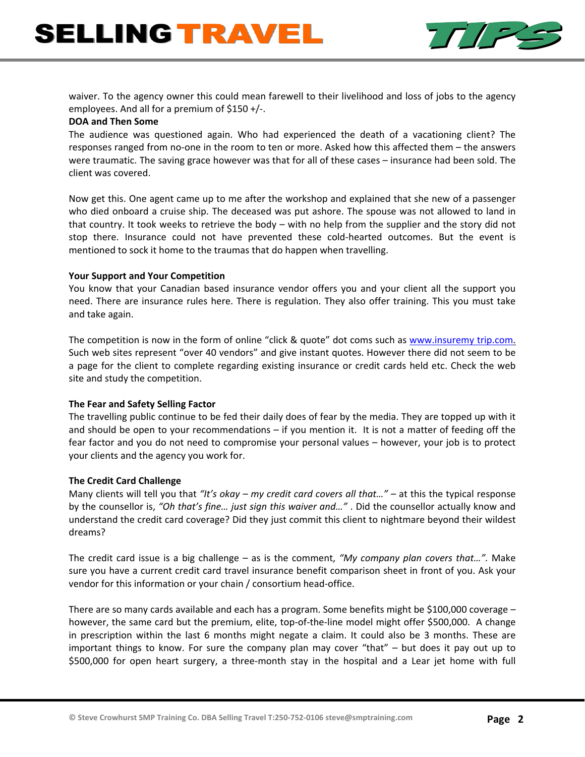waiver. To the agency owner this could mean farewell to their livelihood and loss of jobs to the agency employees. And all for a premium of $150 +/-.

**DOA and Then Some**

The audience was questioned again. Who had experienced the death of a vacationing client? The responses ranged from no-one in the room to ten or more. Asked how this affected them – the answers were traumatic. The saving grace however was that for all of these cases – insurance had been sold. The client was covered.

Now get this. One agent came up to me after the workshop and explained that she new of a passenger who died onboard a cruise ship. The deceased was put ashore. The spouse was not allowed to land in that country. It took weeks to retrieve the body – with no help from the supplier and the story did not stop there. Insurance could not have prevented these cold-hearted outcomes. But the event is mentioned to sock it home to the traumas that do happen when travelling.

**Your Support and Your Competition**

You know that your Canadian based insurance vendor offers you and your client all the support you need. There are insurance rules here. There is regulation. They also offer training. This you must take and take again.

The competition is now in the form of online "click & quote" dot coms such as www.insuremy trip.com. Such web sites represent "over 40 vendors" and give instant quotes. However there did not seem to be a page for the client to complete regarding existing insurance or credit cards held etc. Check the web site and study the competition.

**The Fear and Safety Selling Factor**

The travelling public continue to be fed their daily does of fear by the media. They are topped up with it and should be open to your recommendations – if you mention it. It is not a matter of feeding off the fear factor and you do not need to compromise your personal values – however, your job is to protect your clients and the agency you work for.

**The Credit Card Challenge**

Many clients will tell you that *"It's okay – my credit card covers all that…"* – at this the typical response by the counsellor is, *"Oh that's fine… just sign this waiver and…"* . Did the counsellor actually know and understand the credit card coverage? Did they just commit this client to nightmare beyond their wildest dreams?

The credit card issue is a big challenge – as is the comment, *"My company plan covers that…".* Make sure you have a current credit card travel insurance benefit comparison sheet in front of you. Ask your vendor for this information or your chain / consortium head-office.

There are so many cards available and each has a program. Some benefits might be $100,000 coverage – however, the same card but the premium, elite, top-of-the-line model might offer $500,000. A change in prescription within the last 6 months might negate a claim. It could also be 3 months. These are important things to know. For sure the company plan may cover "that" – but does it pay out up to $500,000 for open heart surgery, a three-month stay in the hospital and a Lear jet home with full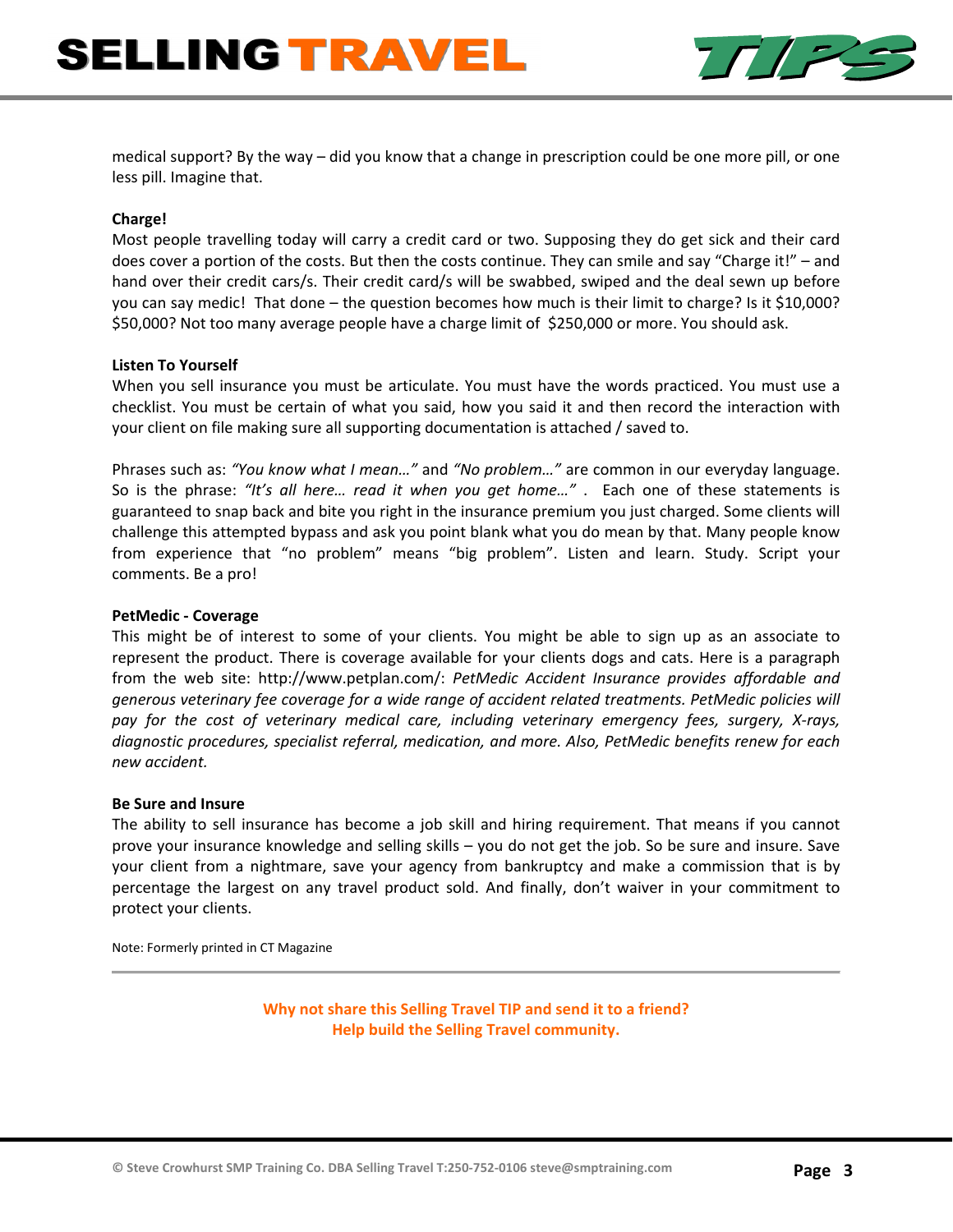medical support? By the way – did you know that a change in prescription could be one more pill, or one less pill. Imagine that.

**Charge!**

Most people travelling today will carry a credit card or two. Supposing they do get sick and their card does cover a portion of the costs. But then the costs continue. They can smile and say "Charge it!" – and hand over their credit cars/s. Their credit card/s will be swabbed, swiped and the deal sewn up before you can say medic! That done – the question becomes how much is their limit to charge? Is it $10,000? $50,000? Not too many average people have a charge limit of $250,000 or more. You should ask.

**Listen To Yourself**

When you sell insurance you must be articulate. You must have the words practiced. You must use a checklist. You must be certain of what you said, how you said it and then record the interaction with your client on file making sure all supporting documentation is attached / saved to.

Phrases such as: *"You know what I mean…"* and *"No problem…"* are common in our everyday language. So is the phrase: *"It's all here… read it when you get home…"* . Each one of these statements is guaranteed to snap back and bite you right in the insurance premium you just charged. Some clients will challenge this attempted bypass and ask you point blank what you do mean by that. Many people know from experience that "no problem" means "big problem". Listen and learn. Study. Script your comments. Be a pro!

**PetMedic - Coverage**

This might be of interest to some of your clients. You might be able to sign up as an associate to represent the product. There is coverage available for your clients dogs and cats. Here is a paragraph from the web site: http://www.petplan.com/: *PetMedic Accident Insurance provides affordable and generous veterinary fee coverage for a wide range of accident related treatments. PetMedic policies will pay for the cost of veterinary medical care, including veterinary emergency fees, surgery, X-rays, diagnostic procedures, specialist referral, medication, and more. Also, PetMedic benefits renew for each new accident.*

**Be Sure and Insure**

The ability to sell insurance has become a job skill and hiring requirement. That means if you cannot prove your insurance knowledge and selling skills – you do not get the job. So be sure and insure. Save your client from a nightmare, save your agency from bankruptcy and make a commission that is by percentage the largest on any travel product sold. And finally, don't waiver in your commitment to protect your clients.

Note: Formerly printed in CT Magazine

---

**Why not share this Selling Travel TIP and send it to a friend?**
**Help build the Selling Travel community.**